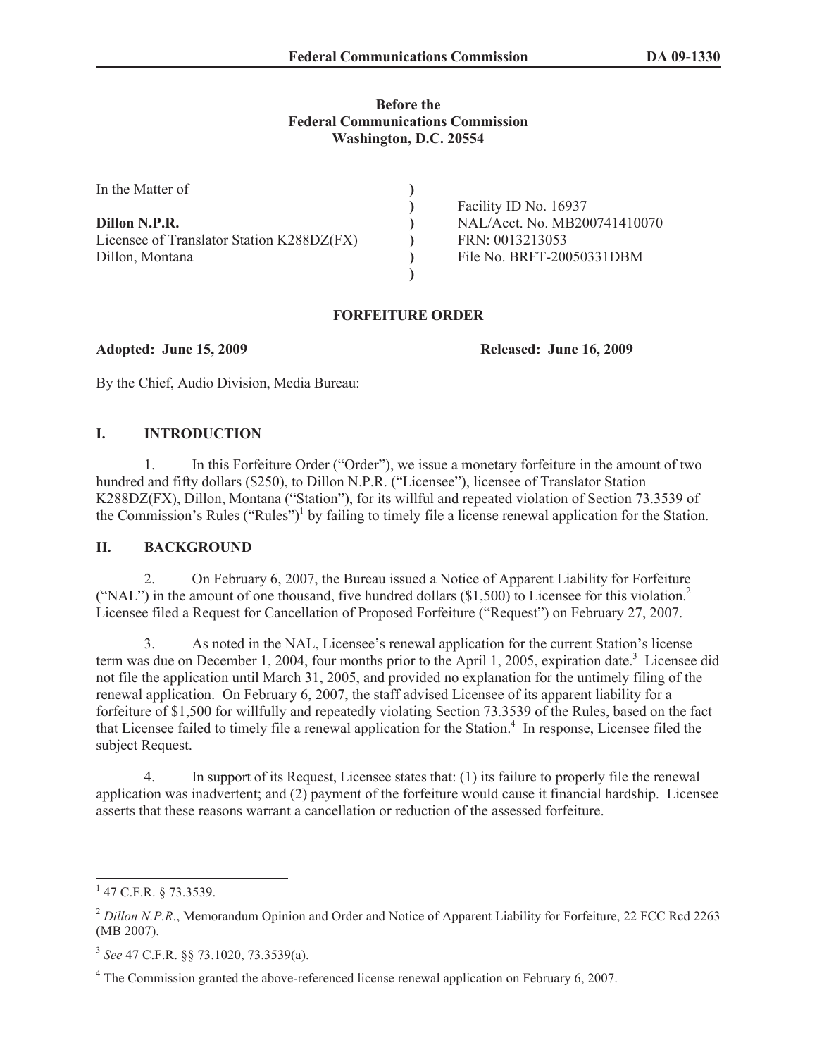**Before the**
**Federal Communications Commission**
**Washington, D.C. 20554**

| In the Matter of | ) | |
|---|---|---|
| | ) | Facility ID No. 16937 |
| **Dillon N.P.R.** | ) | NAL/Acct. No. MB200741410070 |
| Licensee of Translator Station K288DZ(FX) | ) | FRN: 0013213053 |
| Dillon, Montana | ) | File No. BRFT-20050331DBM |
| | ) | |

**FORFEITURE ORDER**

**Adopted: June 15, 2009** **Released: June 16, 2009**

By the Chief, Audio Division, Media Bureau:

## I. INTRODUCTION

1. In this Forfeiture Order ("Order"), we issue a monetary forfeiture in the amount of two hundred and fifty dollars ($250), to Dillon N.P.R. ("Licensee"), licensee of Translator Station K288DZ(FX), Dillon, Montana ("Station"), for its willful and repeated violation of Section 73.3539 of the Commission's Rules ("Rules")[1] by failing to timely file a license renewal application for the Station.

## II. BACKGROUND

2. On February 6, 2007, the Bureau issued a Notice of Apparent Liability for Forfeiture ("NAL") in the amount of one thousand, five hundred dollars ($1,500) to Licensee for this violation.[2] Licensee filed a Request for Cancellation of Proposed Forfeiture ("Request") on February 27, 2007.

3. As noted in the NAL, Licensee's renewal application for the current Station's license term was due on December 1, 2004, four months prior to the April 1, 2005, expiration date.[3] Licensee did not file the application until March 31, 2005, and provided no explanation for the untimely filing of the renewal application. On February 6, 2007, the staff advised Licensee of its apparent liability for a forfeiture of $1,500 for willfully and repeatedly violating Section 73.3539 of the Rules, based on the fact that Licensee failed to timely file a renewal application for the Station.[4] In response, Licensee filed the subject Request.

4. In support of its Request, Licensee states that: (1) its failure to properly file the renewal application was inadvertent; and (2) payment of the forfeiture would cause it financial hardship. Licensee asserts that these reasons warrant a cancellation or reduction of the assessed forfeiture.

---

[1] 47 C.F.R. § 73.3539.

[2] *Dillon N.P.R*., Memorandum Opinion and Order and Notice of Apparent Liability for Forfeiture, 22 FCC Rcd 2263 (MB 2007).

[3] *See* 47 C.F.R. §§ 73.1020, 73.3539(a).

[4] The Commission granted the above-referenced license renewal application on February 6, 2007.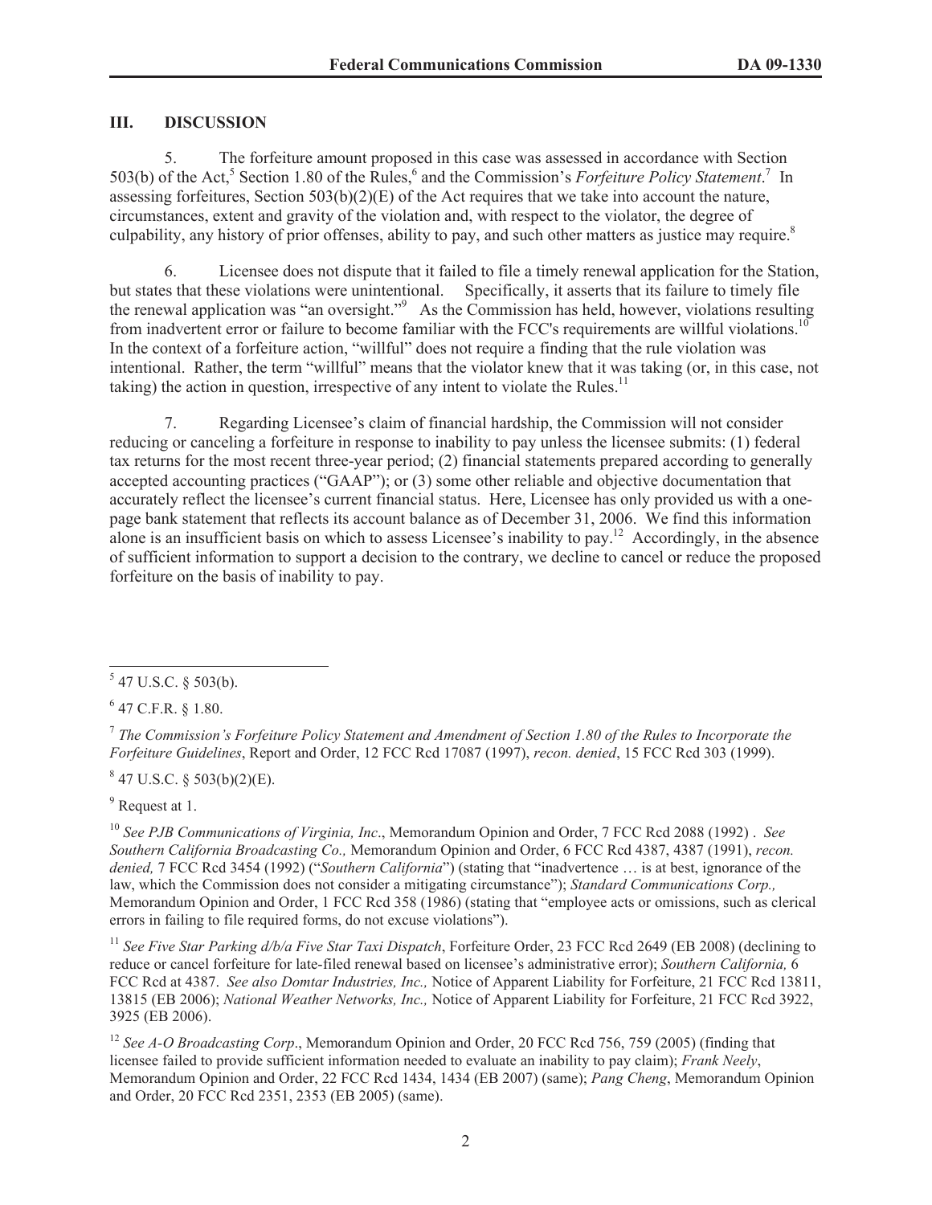## III. DISCUSSION

5. The forfeiture amount proposed in this case was assessed in accordance with Section 503(b) of the Act,[5] Section 1.80 of the Rules,[6] and the Commission's *Forfeiture Policy Statement*.[7] In assessing forfeitures, Section 503(b)(2)(E) of the Act requires that we take into account the nature, circumstances, extent and gravity of the violation and, with respect to the violator, the degree of culpability, any history of prior offenses, ability to pay, and such other matters as justice may require.[8]

6. Licensee does not dispute that it failed to file a timely renewal application for the Station, but states that these violations were unintentional. Specifically, it asserts that its failure to timely file the renewal application was "an oversight."[9] As the Commission has held, however, violations resulting from inadvertent error or failure to become familiar with the FCC's requirements are willful violations.[10] In the context of a forfeiture action, "willful" does not require a finding that the rule violation was intentional. Rather, the term "willful" means that the violator knew that it was taking (or, in this case, not taking) the action in question, irrespective of any intent to violate the Rules.[11]

7. Regarding Licensee's claim of financial hardship, the Commission will not consider reducing or canceling a forfeiture in response to inability to pay unless the licensee submits: (1) federal tax returns for the most recent three-year period; (2) financial statements prepared according to generally accepted accounting practices ("GAAP"); or (3) some other reliable and objective documentation that accurately reflect the licensee's current financial status. Here, Licensee has only provided us with a one-page bank statement that reflects its account balance as of December 31, 2006. We find this information alone is an insufficient basis on which to assess Licensee's inability to pay.[12] Accordingly, in the absence of sufficient information to support a decision to the contrary, we decline to cancel or reduce the proposed forfeiture on the basis of inability to pay.

---

[5] 47 U.S.C. § 503(b).

[6] 47 C.F.R. § 1.80.

[7] *The Commission's Forfeiture Policy Statement and Amendment of Section 1.80 of the Rules to Incorporate the Forfeiture Guidelines*, Report and Order, 12 FCC Rcd 17087 (1997), *recon. denied*, 15 FCC Rcd 303 (1999).

[8] 47 U.S.C. § 503(b)(2)(E).

[9] Request at 1.

[10] *See PJB Communications of Virginia, Inc*., Memorandum Opinion and Order, 7 FCC Rcd 2088 (1992) . *See Southern California Broadcasting Co.,* Memorandum Opinion and Order, 6 FCC Rcd 4387, 4387 (1991), *recon. denied,* 7 FCC Rcd 3454 (1992) ("*Southern California*") (stating that "inadvertence … is at best, ignorance of the law, which the Commission does not consider a mitigating circumstance"); *Standard Communications Corp.,* Memorandum Opinion and Order, 1 FCC Rcd 358 (1986) (stating that "employee acts or omissions, such as clerical errors in failing to file required forms, do not excuse violations").

[11] *See Five Star Parking d/b/a Five Star Taxi Dispatch*, Forfeiture Order, 23 FCC Rcd 2649 (EB 2008) (declining to reduce or cancel forfeiture for late-filed renewal based on licensee's administrative error); *Southern California,* 6 FCC Rcd at 4387. *See also Domtar Industries, Inc.,* Notice of Apparent Liability for Forfeiture, 21 FCC Rcd 13811, 13815 (EB 2006); *National Weather Networks, Inc.,* Notice of Apparent Liability for Forfeiture, 21 FCC Rcd 3922, 3925 (EB 2006).

[12] *See A-O Broadcasting Corp*., Memorandum Opinion and Order, 20 FCC Rcd 756, 759 (2005) (finding that licensee failed to provide sufficient information needed to evaluate an inability to pay claim); *Frank Neely*, Memorandum Opinion and Order, 22 FCC Rcd 1434, 1434 (EB 2007) (same); *Pang Cheng*, Memorandum Opinion and Order, 20 FCC Rcd 2351, 2353 (EB 2005) (same).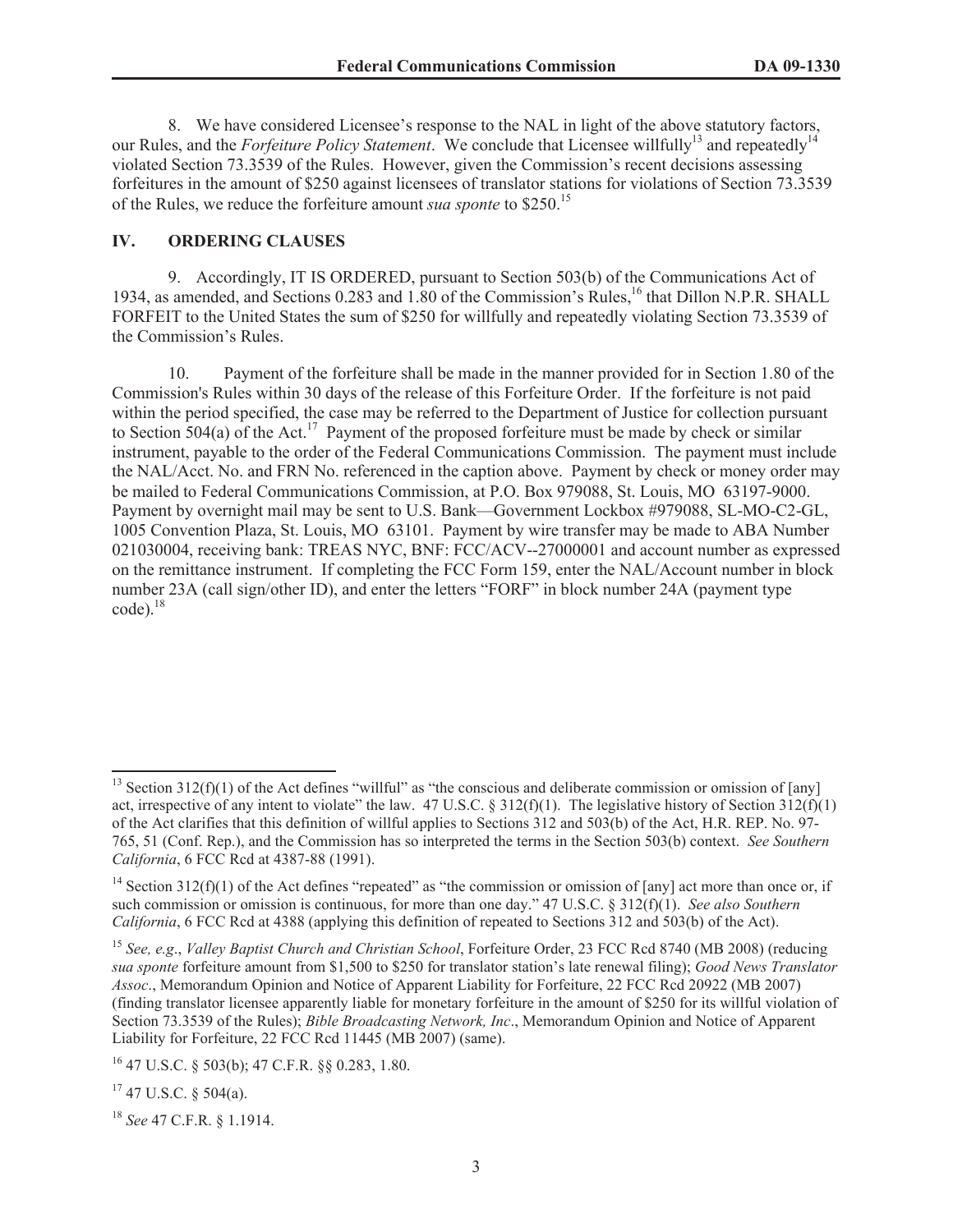8. We have considered Licensee's response to the NAL in light of the above statutory factors, our Rules, and the *Forfeiture Policy Statement*. We conclude that Licensee willfully[13] and repeatedly[14] violated Section 73.3539 of the Rules. However, given the Commission's recent decisions assessing forfeitures in the amount of $250 against licensees of translator stations for violations of Section 73.3539 of the Rules, we reduce the forfeiture amount *sua sponte* to $250.[15]

## IV. ORDERING CLAUSES

9. Accordingly, IT IS ORDERED, pursuant to Section 503(b) of the Communications Act of 1934, as amended, and Sections 0.283 and 1.80 of the Commission's Rules,[16] that Dillon N.P.R. SHALL FORFEIT to the United States the sum of $250 for willfully and repeatedly violating Section 73.3539 of the Commission's Rules.

10. Payment of the forfeiture shall be made in the manner provided for in Section 1.80 of the Commission's Rules within 30 days of the release of this Forfeiture Order. If the forfeiture is not paid within the period specified, the case may be referred to the Department of Justice for collection pursuant to Section 504(a) of the Act.[17] Payment of the proposed forfeiture must be made by check or similar instrument, payable to the order of the Federal Communications Commission. The payment must include the NAL/Acct. No. and FRN No. referenced in the caption above. Payment by check or money order may be mailed to Federal Communications Commission, at P.O. Box 979088, St. Louis, MO 63197-9000. Payment by overnight mail may be sent to U.S. Bank—Government Lockbox #979088, SL-MO-C2-GL, 1005 Convention Plaza, St. Louis, MO 63101. Payment by wire transfer may be made to ABA Number 021030004, receiving bank: TREAS NYC, BNF: FCC/ACV--27000001 and account number as expressed on the remittance instrument. If completing the FCC Form 159, enter the NAL/Account number in block number 23A (call sign/other ID), and enter the letters "FORF" in block number 24A (payment type code).[18]

---

[13] Section 312(f)(1) of the Act defines "willful" as "the conscious and deliberate commission or omission of [any] act, irrespective of any intent to violate" the law. 47 U.S.C. § 312(f)(1). The legislative history of Section 312(f)(1) of the Act clarifies that this definition of willful applies to Sections 312 and 503(b) of the Act, H.R. REP. No. 97-765, 51 (Conf. Rep.), and the Commission has so interpreted the terms in the Section 503(b) context. *See Southern California*, 6 FCC Rcd at 4387-88 (1991).

[14] Section 312(f)(1) of the Act defines "repeated" as "the commission or omission of [any] act more than once or, if such commission or omission is continuous, for more than one day." 47 U.S.C. § 312(f)(1). *See also Southern California*, 6 FCC Rcd at 4388 (applying this definition of repeated to Sections 312 and 503(b) of the Act).

[15] *See, e.g*., *Valley Baptist Church and Christian School*, Forfeiture Order, 23 FCC Rcd 8740 (MB 2008) (reducing *sua sponte* forfeiture amount from $1,500 to $250 for translator station's late renewal filing); *Good News Translator Assoc*., Memorandum Opinion and Notice of Apparent Liability for Forfeiture, 22 FCC Rcd 20922 (MB 2007) (finding translator licensee apparently liable for monetary forfeiture in the amount of $250 for its willful violation of Section 73.3539 of the Rules); *Bible Broadcasting Network, Inc*., Memorandum Opinion and Notice of Apparent Liability for Forfeiture, 22 FCC Rcd 11445 (MB 2007) (same).

[16] 47 U.S.C. § 503(b); 47 C.F.R. §§ 0.283, 1.80.

[17] 47 U.S.C. § 504(a).

[18] *See* 47 C.F.R. § 1.1914.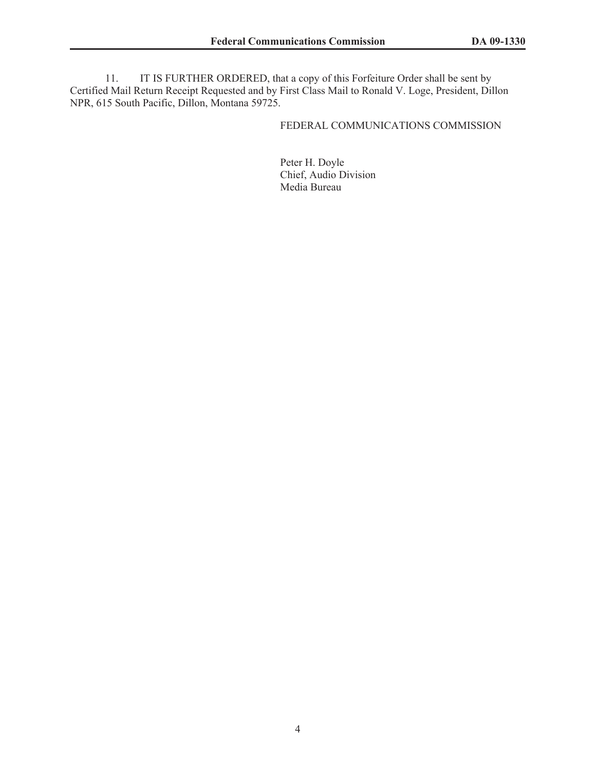11. IT IS FURTHER ORDERED, that a copy of this Forfeiture Order shall be sent by Certified Mail Return Receipt Requested and by First Class Mail to Ronald V. Loge, President, Dillon NPR, 615 South Pacific, Dillon, Montana 59725.

FEDERAL COMMUNICATIONS COMMISSION

Peter H. Doyle
Chief, Audio Division
Media Bureau